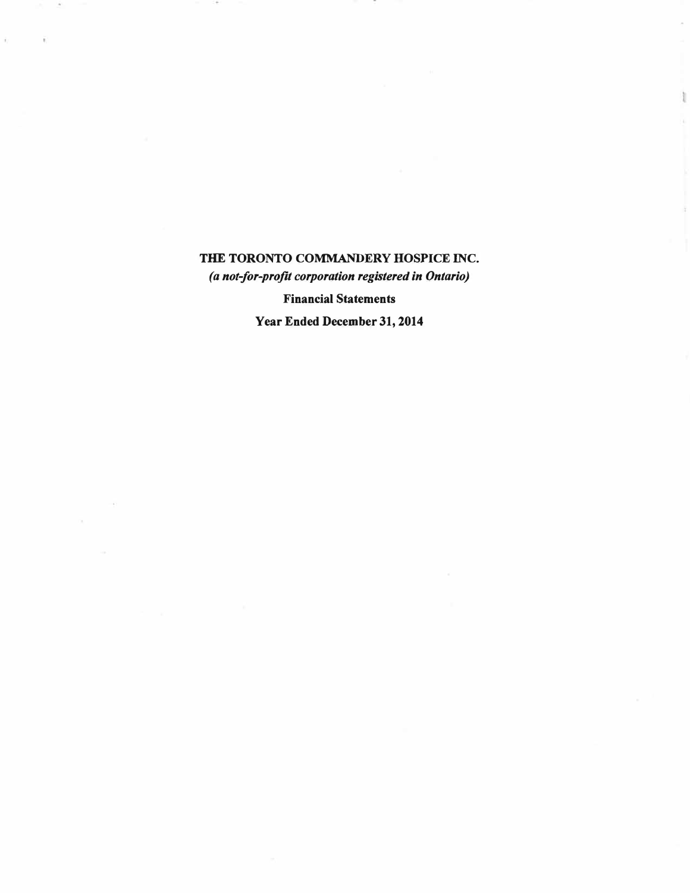# THE TORONTO COMMANDERY HOSPICE INC.

***(a not-for-profit corporation registered in Ontario)***

**Financial Statements**

**Year Ended December 31, 2014**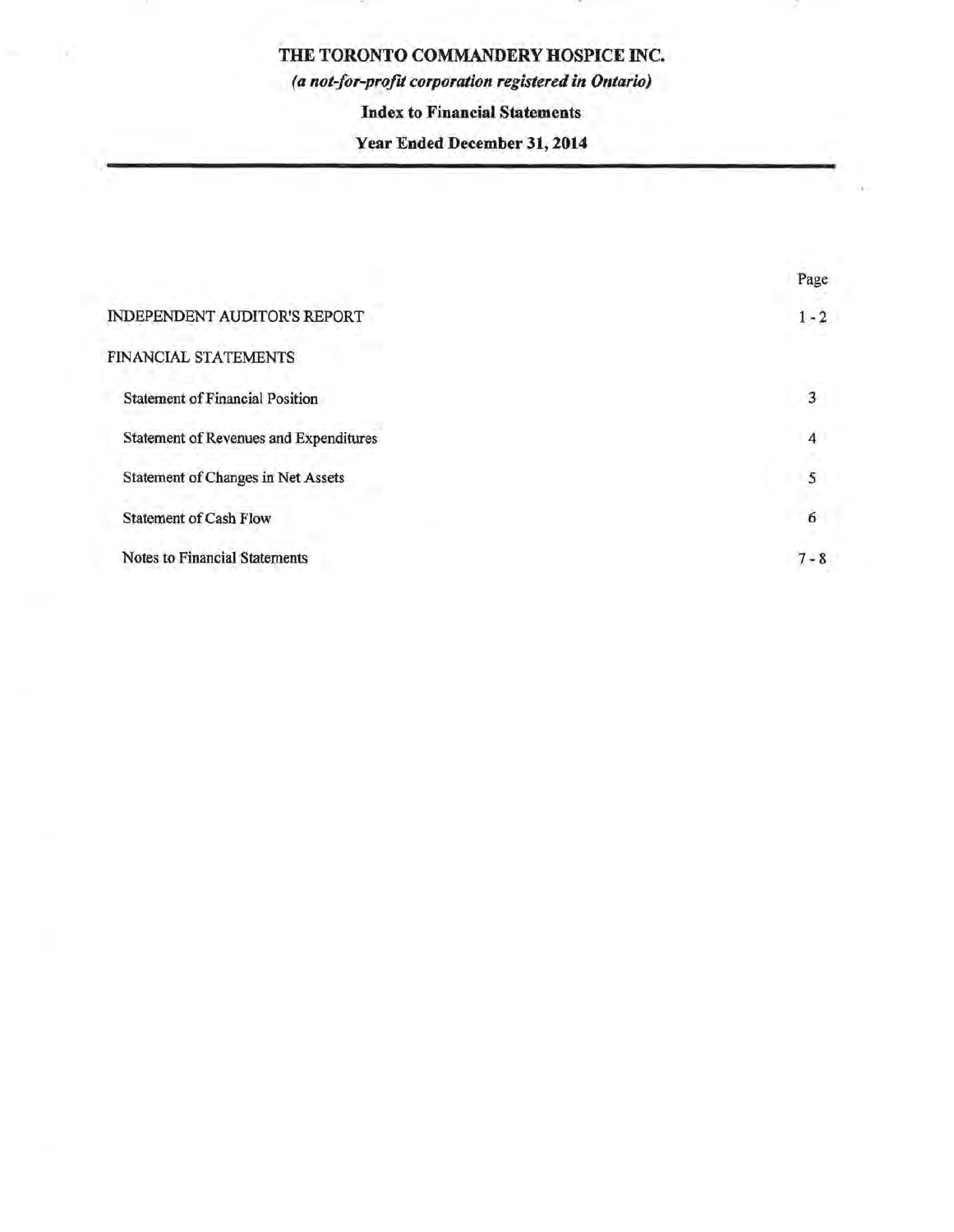# THE TORONTO COMMANDERY HOSPICE INC.

***(a not-for-profit corporation registered in Ontario)***

**Index to Financial Statements**

**Year Ended December 31, 2014**

| | Page |
|---|---|
| INDEPENDENT AUDITOR'S REPORT | 1 - 2 |
| FINANCIAL STATEMENTS | |
| Statement of Financial Position | 3 |
| Statement of Revenues and Expenditures | 4 |
| Statement of Changes in Net Assets | 5 |
| Statement of Cash Flow | 6 |
| Notes to Financial Statements | 7 - 8 |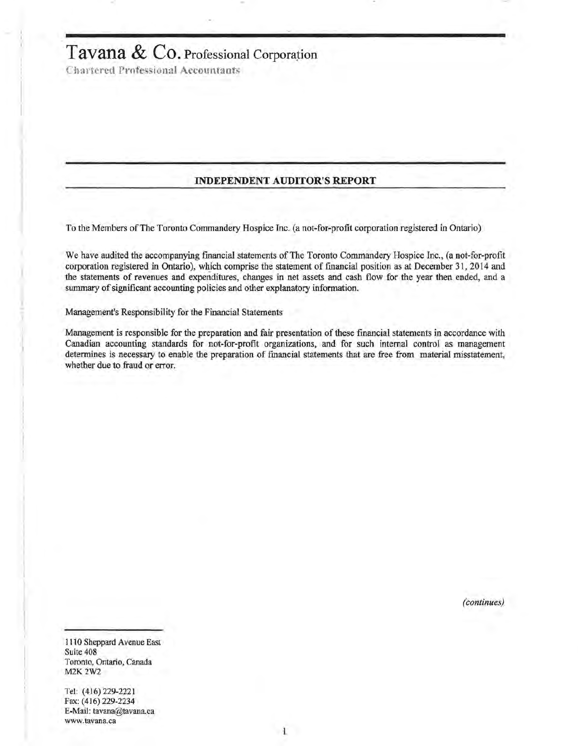# Tavana & Co. Professional Corporation

Chartered Professional Accountants

## INDEPENDENT AUDITOR'S REPORT

To the Members of The Toronto Commandery Hospice Inc. (a not-for-profit corporation registered in Ontario)

We have audited the accompanying financial statements of The Toronto Commandery Hospice Inc., (a not-for-profit corporation registered in Ontario), which comprise the statement of financial position as at December 31, 2014 and the statements of revenues and expenditures, changes in net assets and cash flow for the year then ended, and a summary of significant accounting policies and other explanatory information.

Management's Responsibility for the Financial Statements

Management is responsible for the preparation and fair presentation of these financial statements in accordance with Canadian accounting standards for not-for-profit organizations, and for such internal control as management determines is necessary to enable the preparation of financial statements that are free from material misstatement, whether due to fraud or error.

*(continues)*

1110 Sheppard Avenue East
Suite 408
Toronto, Ontario, Canada
M2K 2W2

Tel: (416) 229-2221
Fax: (416) 229-2234
E-Mail: tavana@tavana.ca
www.tavana.ca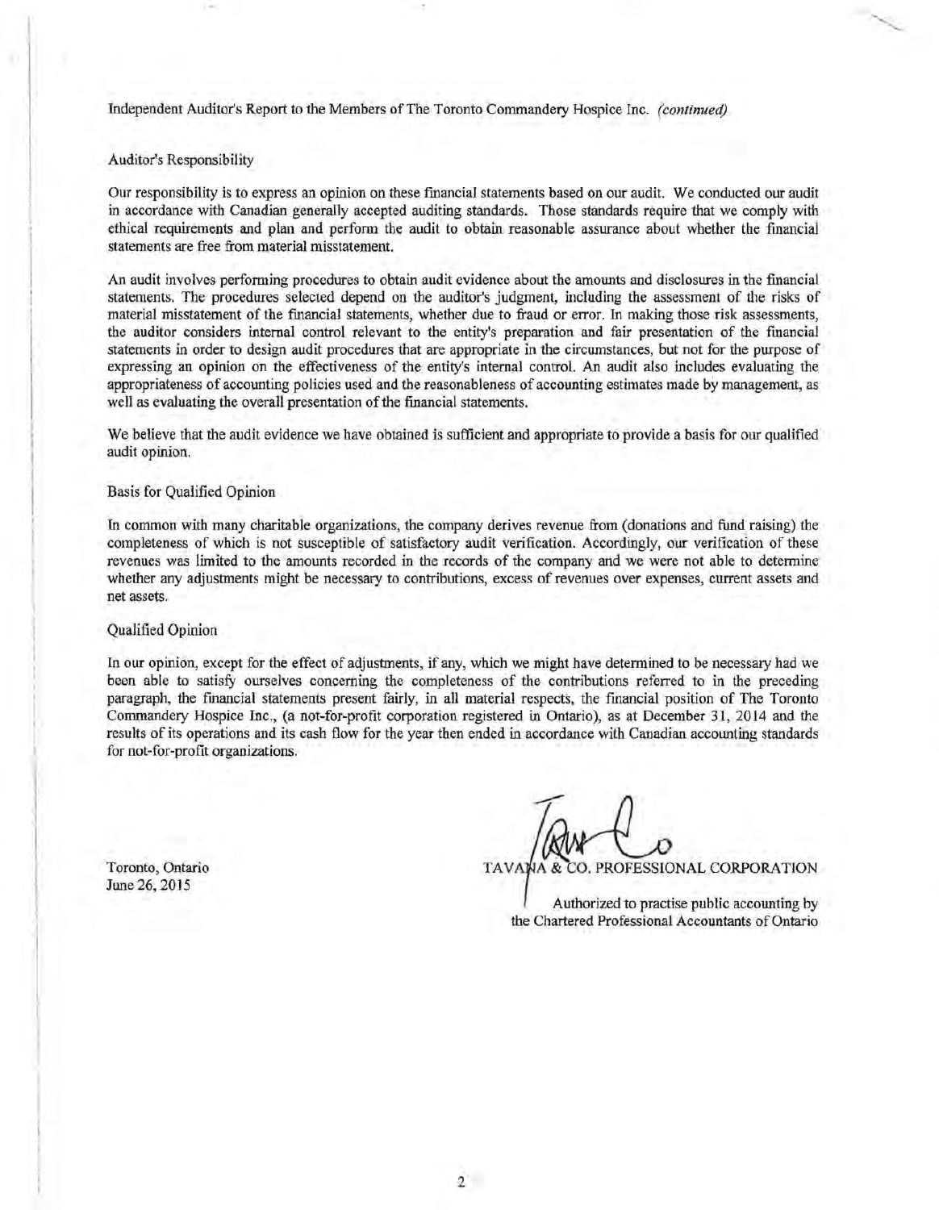Independent Auditor's Report to the Members of The Toronto Commandery Hospice Inc. *(continued)*

## Auditor's Responsibility

Our responsibility is to express an opinion on these financial statements based on our audit. We conducted our audit in accordance with Canadian generally accepted auditing standards. Those standards require that we comply with ethical requirements and plan and perform the audit to obtain reasonable assurance about whether the financial statements are free from material misstatement.

An audit involves performing procedures to obtain audit evidence about the amounts and disclosures in the financial statements. The procedures selected depend on the auditor's judgment, including the assessment of the risks of material misstatement of the financial statements, whether due to fraud or error. In making those risk assessments, the auditor considers internal control relevant to the entity's preparation and fair presentation of the financial statements in order to design audit procedures that are appropriate in the circumstances, but not for the purpose of expressing an opinion on the effectiveness of the entity's internal control. An audit also includes evaluating the appropriateness of accounting policies used and the reasonableness of accounting estimates made by management, as well as evaluating the overall presentation of the financial statements.

We believe that the audit evidence we have obtained is sufficient and appropriate to provide a basis for our qualified audit opinion.

## Basis for Qualified Opinion

In common with many charitable organizations, the company derives revenue from (donations and fund raising) the completeness of which is not susceptible of satisfactory audit verification. Accordingly, our verification of these revenues was limited to the amounts recorded in the records of the company and we were not able to determine whether any adjustments might be necessary to contributions, excess of revenues over expenses, current assets and net assets.

## Qualified Opinion

In our opinion, except for the effect of adjustments, if any, which we might have determined to be necessary had we been able to satisfy ourselves concerning the completeness of the contributions referred to in the preceding paragraph, the financial statements present fairly, in all material respects, the financial position of The Toronto Commandery Hospice Inc., (a not-for-profit corporation registered in Ontario), as at December 31, 2014 and the results of its operations and its cash flow for the year then ended in accordance with Canadian accounting standards for not-for-profit organizations.

Toronto, Ontario
June 26, 2015

TAVANA & CO. PROFESSIONAL CORPORATION

Authorized to practise public accounting by
the Chartered Professional Accountants of Ontario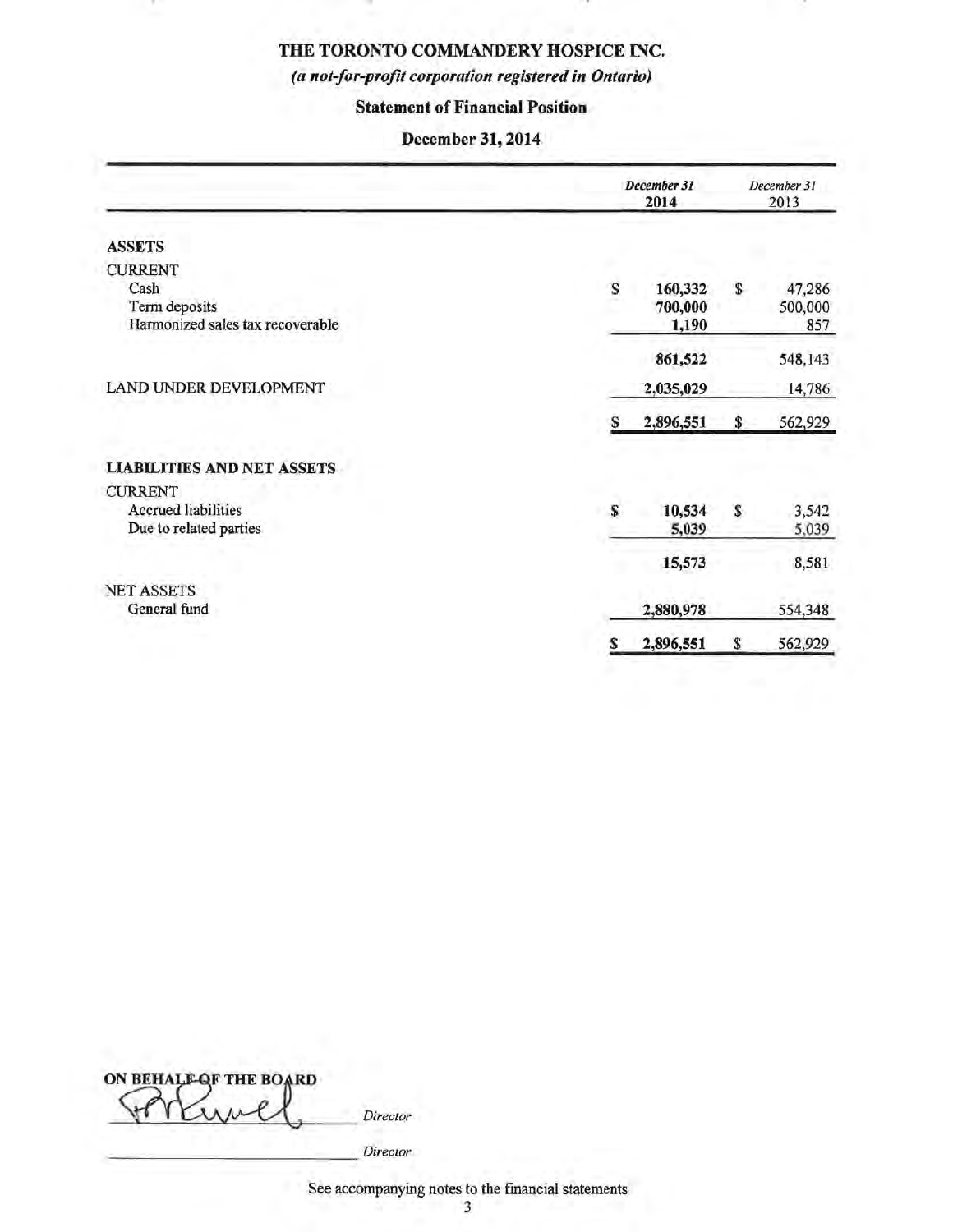# THE TORONTO COMMANDERY HOSPICE INC.

***(a not-for-profit corporation registered in Ontario)***

## Statement of Financial Position

### December 31, 2014

| | *December 31* **2014** | *December 31* 2013 |
|---|---|---|
| **ASSETS** | | |
| CURRENT | | |
| Cash | $ **160,332** | $ 47,286 |
| Term deposits | **700,000** | 500,000 |
| Harmonized sales tax recoverable | **1,190** | 857 |
| | **861,522** | 548,143 |
| LAND UNDER DEVELOPMENT | **2,035,029** | 14,786 |
| | $ **2,896,551** | $ 562,929 |
| **LIABILITIES AND NET ASSETS** | | |
| CURRENT | | |
| Accrued liabilities | $ **10,534** | $ 3,542 |
| Due to related parties | **5,039** | 5,039 |
| | **15,573** | 8,581 |
| NET ASSETS | | |
| General fund | **2,880,978** | 554,348 |
| | $ **2,896,551** | $ 562,929 |

**ON BEHALF OF THE BOARD**

_______________ *Director*

_______________ *Director*

See accompanying notes to the financial statements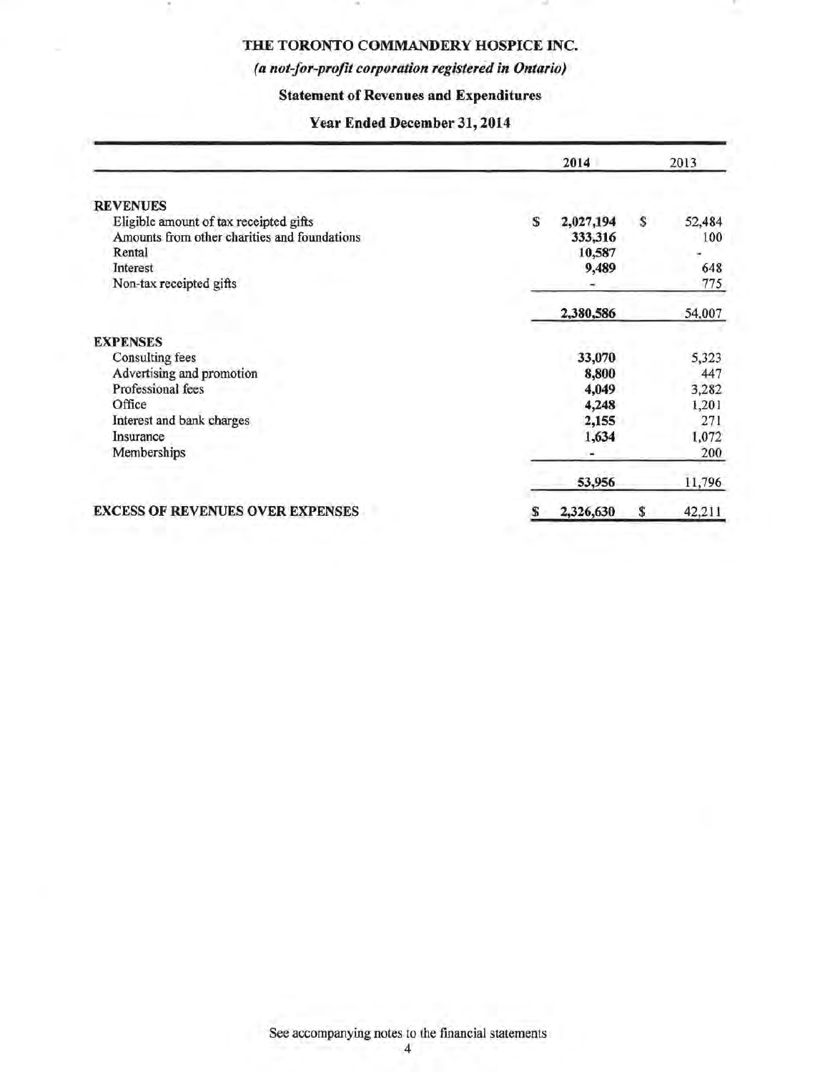# THE TORONTO COMMANDERY HOSPICE INC.

*(a not-for-profit corporation registered in Ontario)*

## Statement of Revenues and Expenditures

### Year Ended December 31, 2014

| | 2014 | 2013 |
|---|---|---|
| **REVENUES** | | |
| Eligible amount of tax receipted gifts | $ 2,027,194 | $ 52,484 |
| Amounts from other charities and foundations | 333,316 | 100 |
| Rental | 10,587 | - |
| Interest | 9,489 | 648 |
| Non-tax receipted gifts | - | 775 |
| | 2,380,586 | 54,007 |
| **EXPENSES** | | |
| Consulting fees | 33,070 | 5,323 |
| Advertising and promotion | 8,800 | 447 |
| Professional fees | 4,049 | 3,282 |
| Office | 4,248 | 1,201 |
| Interest and bank charges | 2,155 | 271 |
| Insurance | 1,634 | 1,072 |
| Memberships | - | 200 |
| | 53,956 | 11,796 |
| **EXCESS OF REVENUES OVER EXPENSES** | $ 2,326,630 | $ 42,211 |

See accompanying notes to the financial statements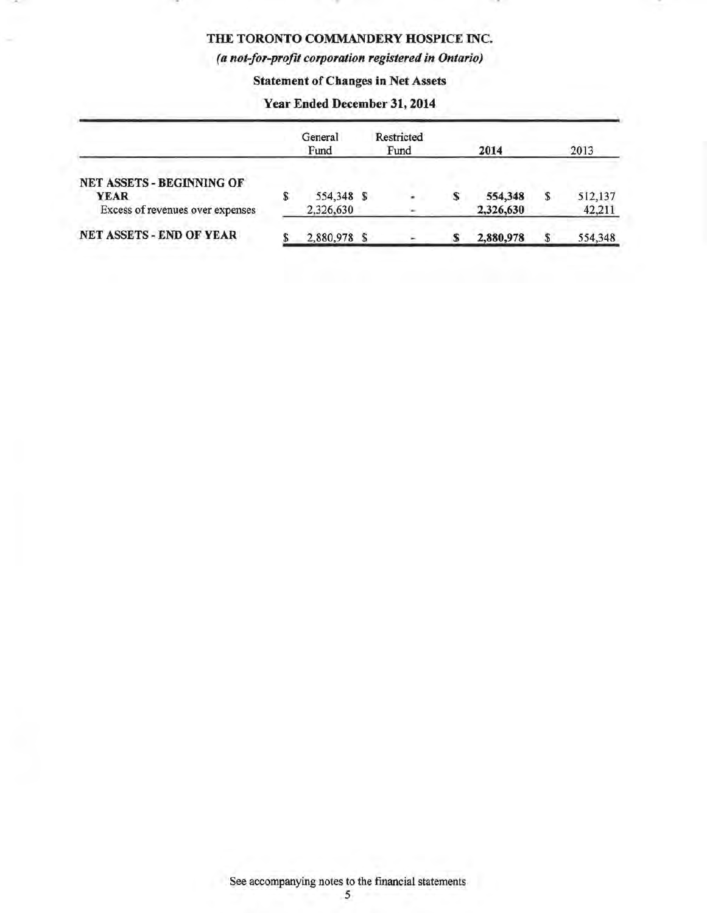# THE TORONTO COMMANDERY HOSPICE INC.

***(a not-for-profit corporation registered in Ontario)***

**Statement of Changes in Net Assets**

**Year Ended December 31, 2014**

| | General Fund | Restricted Fund | **2014** | 2013 |
|---|---|---|---|---|
| **NET ASSETS - BEGINNING OF YEAR** | $ 554,348 | $ - | **$ 554,348** | $ 512,137 |
| Excess of revenues over expenses | 2,326,630 | - | **2,326,630** | 42,211 |
| **NET ASSETS - END OF YEAR** | $ 2,880,978 | $ - | **$ 2,880,978** | $ 554,348 |

See accompanying notes to the financial statements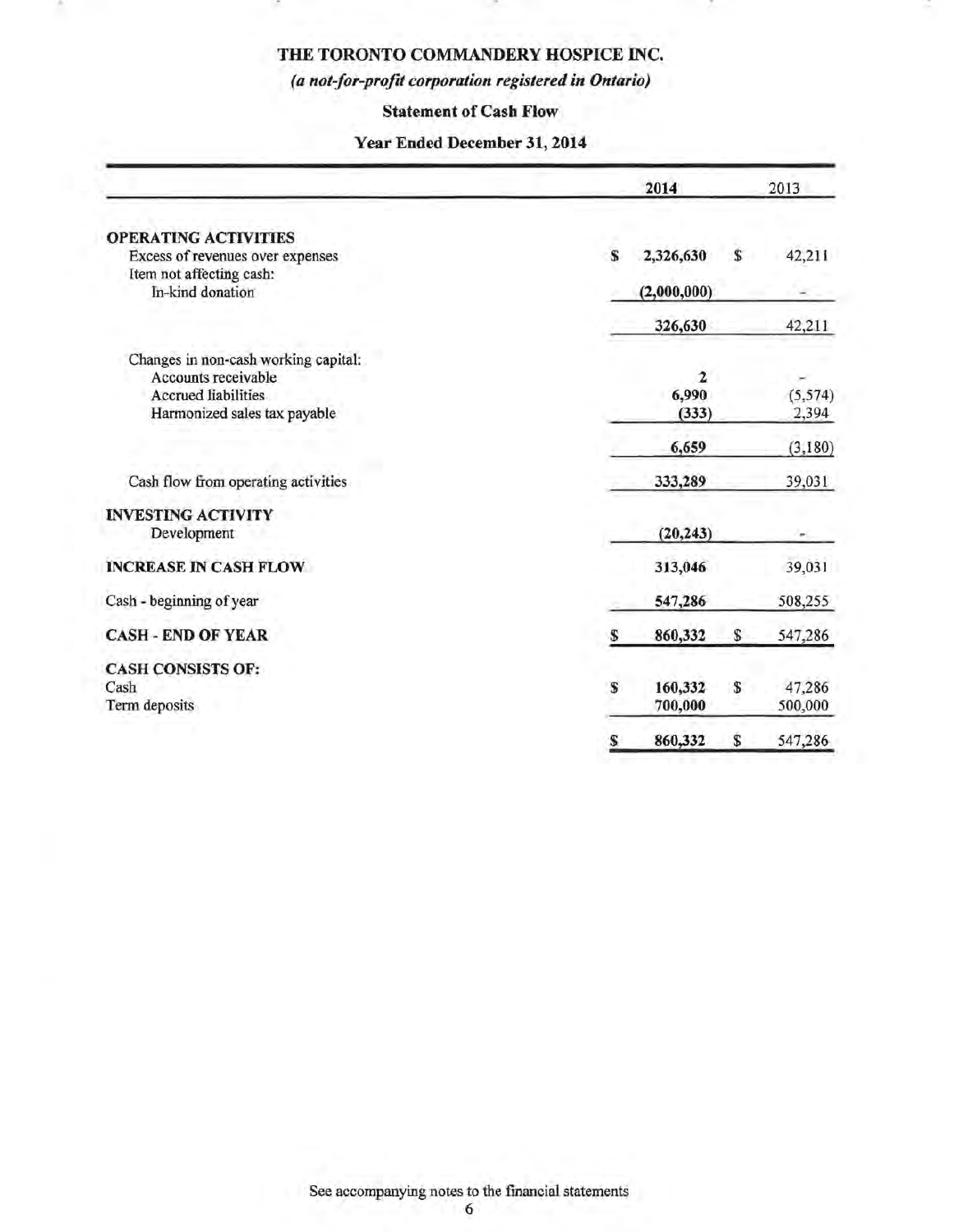# THE TORONTO COMMANDERY HOSPICE INC.

*(a not-for-profit corporation registered in Ontario)*

## Statement of Cash Flow

### Year Ended December 31, 2014

| | 2014 | 2013 |
|---|---|---|
| **OPERATING ACTIVITIES** | | |
| Excess of revenues over expenses | $ 2,326,630 | $ 42,211 |
| Item not affecting cash: | | |
| In-kind donation | (2,000,000) | - |
| | 326,630 | 42,211 |
| Changes in non-cash working capital: | | |
| Accounts receivable | 2 | - |
| Accrued liabilities | 6,990 | (5,574) |
| Harmonized sales tax payable | (333) | 2,394 |
| | 6,659 | (3,180) |
| Cash flow from operating activities | 333,289 | 39,031 |
| **INVESTING ACTIVITY** | | |
| Development | (20,243) | - |
| **INCREASE IN CASH FLOW** | 313,046 | 39,031 |
| Cash - beginning of year | 547,286 | 508,255 |
| **CASH - END OF YEAR** | $ 860,332 | $ 547,286 |
| **CASH CONSISTS OF:** | | |
| Cash | $ 160,332 | $ 47,286 |
| Term deposits | 700,000 | 500,000 |
| | $ 860,332 | $ 547,286 |

See accompanying notes to the financial statements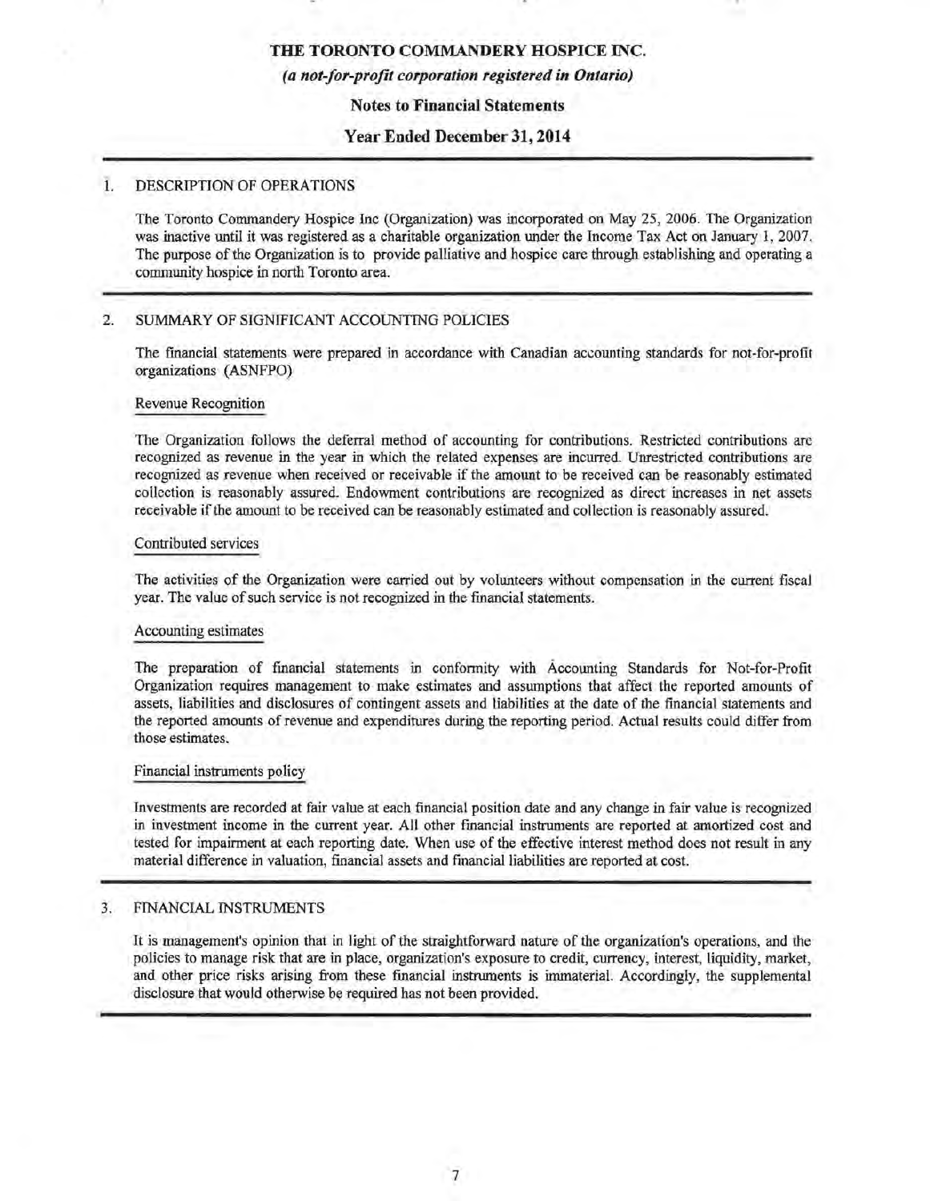# THE TORONTO COMMANDERY HOSPICE INC.

*(a not-for-profit corporation registered in Ontario)*

**Notes to Financial Statements**

**Year Ended December 31, 2014**

## 1. DESCRIPTION OF OPERATIONS

The Toronto Commandery Hospice Inc (Organization) was incorporated on May 25, 2006. The Organization was inactive until it was registered as a charitable organization under the Income Tax Act on January 1, 2007. The purpose of the Organization is to provide palliative and hospice care through establishing and operating a community hospice in north Toronto area.

## 2. SUMMARY OF SIGNIFICANT ACCOUNTING POLICIES

The financial statements were prepared in accordance with Canadian accounting standards for not-for-profit organizations (ASNFPO)

### Revenue Recognition

The Organization follows the deferral method of accounting for contributions. Restricted contributions are recognized as revenue in the year in which the related expenses are incurred. Unrestricted contributions are recognized as revenue when received or receivable if the amount to be received can be reasonably estimated collection is reasonably assured. Endowment contributions are recognized as direct increases in net assets receivable if the amount to be received can be reasonably estimated and collection is reasonably assured.

### Contributed services

The activities of the Organization were carried out by volunteers without compensation in the current fiscal year. The value of such service is not recognized in the financial statements.

### Accounting estimates

The preparation of financial statements in conformity with Accounting Standards for Not-for-Profit Organization requires management to make estimates and assumptions that affect the reported amounts of assets, liabilities and disclosures of contingent assets and liabilities at the date of the financial statements and the reported amounts of revenue and expenditures during the reporting period. Actual results could differ from those estimates.

### Financial instruments policy

Investments are recorded at fair value at each financial position date and any change in fair value is recognized in investment income in the current year. All other financial instruments are reported at amortized cost and tested for impairment at each reporting date. When use of the effective interest method does not result in any material difference in valuation, financial assets and financial liabilities are reported at cost.

## 3. FINANCIAL INSTRUMENTS

It is management's opinion that in light of the straightforward nature of the organization's operations, and the policies to manage risk that are in place, organization's exposure to credit, currency, interest, liquidity, market, and other price risks arising from these financial instruments is immaterial. Accordingly, the supplemental disclosure that would otherwise be required has not been provided.